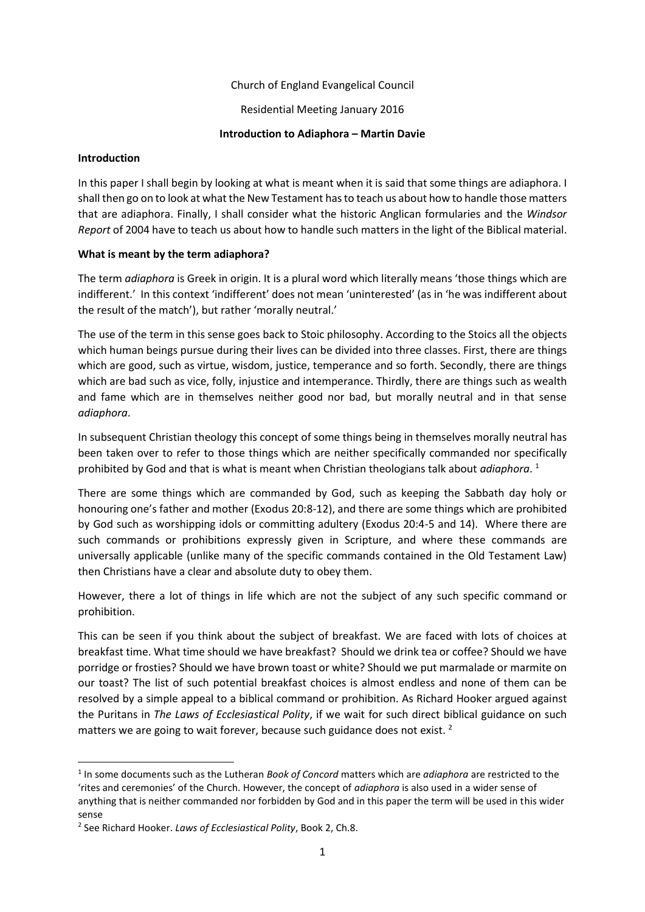Church of England Evangelical Council

Residential Meeting January 2016

**Introduction to Adiaphora – Martin Davie**

**Introduction**

In this paper I shall begin by looking at what is meant when it is said that some things are adiaphora. I shall then go on to look at what the New Testament has to teach us about how to handle those matters that are adiaphora. Finally, I shall consider what the historic Anglican formularies and the *Windsor Report* of 2004 have to teach us about how to handle such matters in the light of the Biblical material.

**What is meant by the term adiaphora?**

The term *adiaphora* is Greek in origin. It is a plural word which literally means 'those things which are indifferent.' In this context 'indifferent' does not mean 'uninterested' (as in 'he was indifferent about the result of the match'), but rather 'morally neutral.'

The use of the term in this sense goes back to Stoic philosophy. According to the Stoics all the objects which human beings pursue during their lives can be divided into three classes. First, there are things which are good, such as virtue, wisdom, justice, temperance and so forth. Secondly, there are things which are bad such as vice, folly, injustice and intemperance. Thirdly, there are things such as wealth and fame which are in themselves neither good nor bad, but morally neutral and in that sense *adiaphora*.

In subsequent Christian theology this concept of some things being in themselves morally neutral has been taken over to refer to those things which are neither specifically commanded nor specifically prohibited by God and that is what is meant when Christian theologians talk about *adiaphora*. [1]

There are some things which are commanded by God, such as keeping the Sabbath day holy or honouring one's father and mother (Exodus 20:8-12), and there are some things which are prohibited by God such as worshipping idols or committing adultery (Exodus 20:4-5 and 14). Where there are such commands or prohibitions expressly given in Scripture, and where these commands are universally applicable (unlike many of the specific commands contained in the Old Testament Law) then Christians have a clear and absolute duty to obey them.

However, there a lot of things in life which are not the subject of any such specific command or prohibition.

This can be seen if you think about the subject of breakfast. We are faced with lots of choices at breakfast time. What time should we have breakfast? Should we drink tea or coffee? Should we have porridge or frosties? Should we have brown toast or white? Should we put marmalade or marmite on our toast? The list of such potential breakfast choices is almost endless and none of them can be resolved by a simple appeal to a biblical command or prohibition. As Richard Hooker argued against the Puritans in *The Laws of Ecclesiastical Polity*, if we wait for such direct biblical guidance on such matters we are going to wait forever, because such guidance does not exist. [2]

---

[1] In some documents such as the Lutheran *Book of Concord* matters which are *adiaphora* are restricted to the 'rites and ceremonies' of the Church. However, the concept of *adiaphora* is also used in a wider sense of anything that is neither commanded nor forbidden by God and in this paper the term will be used in this wider sense

[2] See Richard Hooker. *Laws of Ecclesiastical Polity*, Book 2, Ch.8.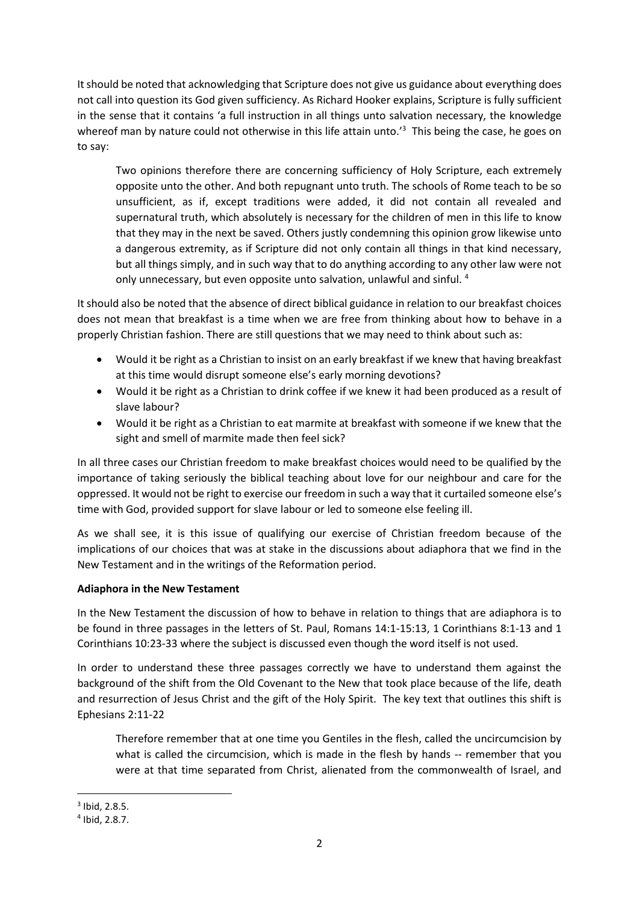It should be noted that acknowledging that Scripture does not give us guidance about everything does not call into question its God given sufficiency. As Richard Hooker explains, Scripture is fully sufficient in the sense that it contains 'a full instruction in all things unto salvation necessary, the knowledge whereof man by nature could not otherwise in this life attain unto.'[3] This being the case, he goes on to say:

> Two opinions therefore there are concerning sufficiency of Holy Scripture, each extremely opposite unto the other. And both repugnant unto truth. The schools of Rome teach to be so unsufficient, as if, except traditions were added, it did not contain all revealed and supernatural truth, which absolutely is necessary for the children of men in this life to know that they may in the next be saved. Others justly condemning this opinion grow likewise unto a dangerous extremity, as if Scripture did not only contain all things in that kind necessary, but all things simply, and in such way that to do anything according to any other law were not only unnecessary, but even opposite unto salvation, unlawful and sinful. [4]

It should also be noted that the absence of direct biblical guidance in relation to our breakfast choices does not mean that breakfast is a time when we are free from thinking about how to behave in a properly Christian fashion. There are still questions that we may need to think about such as:

- Would it be right as a Christian to insist on an early breakfast if we knew that having breakfast at this time would disrupt someone else's early morning devotions?
- Would it be right as a Christian to drink coffee if we knew it had been produced as a result of slave labour?
- Would it be right as a Christian to eat marmite at breakfast with someone if we knew that the sight and smell of marmite made then feel sick?

In all three cases our Christian freedom to make breakfast choices would need to be qualified by the importance of taking seriously the biblical teaching about love for our neighbour and care for the oppressed. It would not be right to exercise our freedom in such a way that it curtailed someone else's time with God, provided support for slave labour or led to someone else feeling ill.

As we shall see, it is this issue of qualifying our exercise of Christian freedom because of the implications of our choices that was at stake in the discussions about adiaphora that we find in the New Testament and in the writings of the Reformation period.

**Adiaphora in the New Testament**

In the New Testament the discussion of how to behave in relation to things that are adiaphora is to be found in three passages in the letters of St. Paul, Romans 14:1-15:13, 1 Corinthians 8:1-13 and 1 Corinthians 10:23-33 where the subject is discussed even though the word itself is not used.

In order to understand these three passages correctly we have to understand them against the background of the shift from the Old Covenant to the New that took place because of the life, death and resurrection of Jesus Christ and the gift of the Holy Spirit. The key text that outlines this shift is Ephesians 2:11-22

> Therefore remember that at one time you Gentiles in the flesh, called the uncircumcision by what is called the circumcision, which is made in the flesh by hands -- remember that you were at that time separated from Christ, alienated from the commonwealth of Israel, and

---

[3] Ibid, 2.8.5.

[4] Ibid, 2.8.7.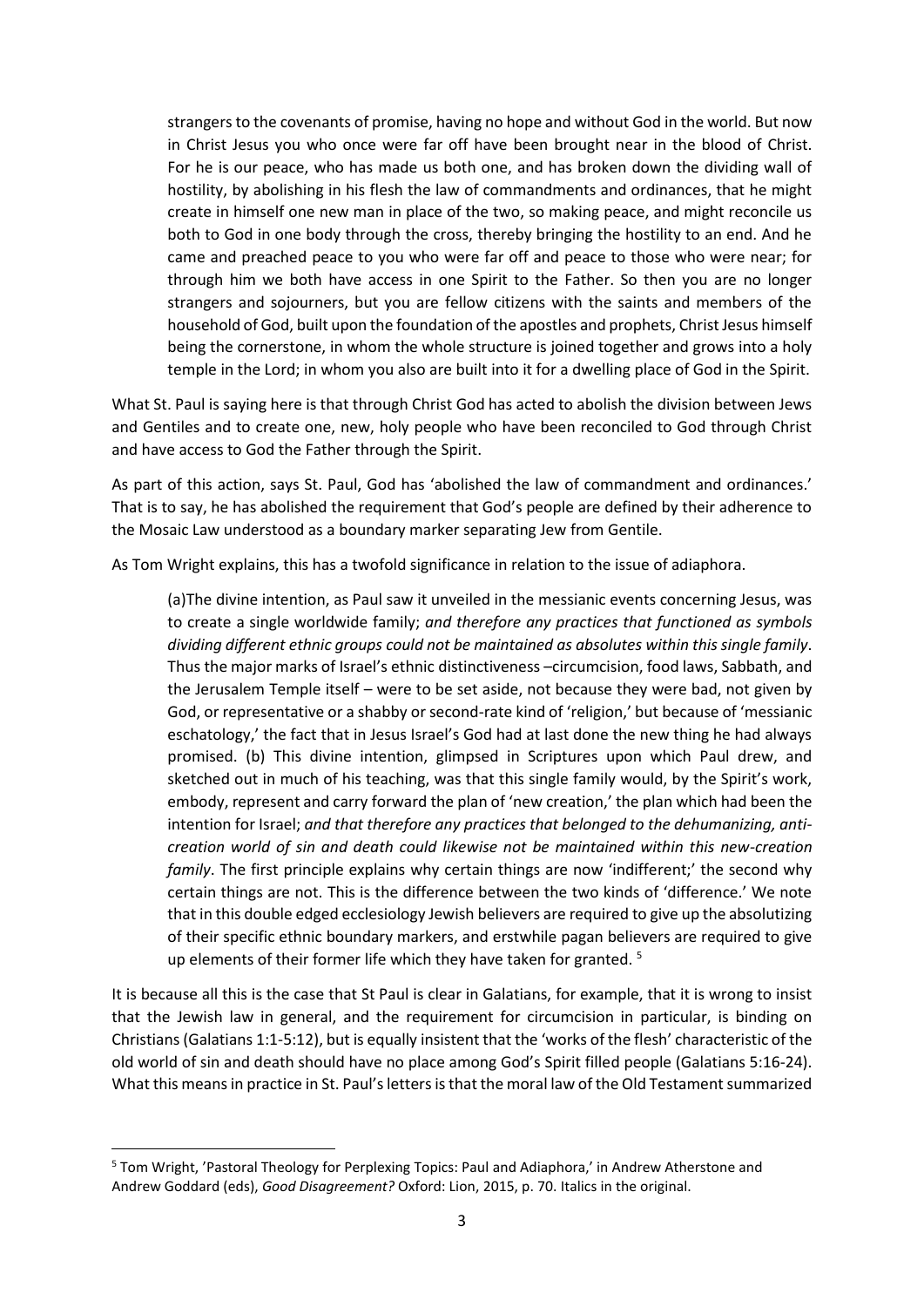> strangers to the covenants of promise, having no hope and without God in the world. But now in Christ Jesus you who once were far off have been brought near in the blood of Christ. For he is our peace, who has made us both one, and has broken down the dividing wall of hostility, by abolishing in his flesh the law of commandments and ordinances, that he might create in himself one new man in place of the two, so making peace, and might reconcile us both to God in one body through the cross, thereby bringing the hostility to an end. And he came and preached peace to you who were far off and peace to those who were near; for through him we both have access in one Spirit to the Father. So then you are no longer strangers and sojourners, but you are fellow citizens with the saints and members of the household of God, built upon the foundation of the apostles and prophets, Christ Jesus himself being the cornerstone, in whom the whole structure is joined together and grows into a holy temple in the Lord; in whom you also are built into it for a dwelling place of God in the Spirit.

What St. Paul is saying here is that through Christ God has acted to abolish the division between Jews and Gentiles and to create one, new, holy people who have been reconciled to God through Christ and have access to God the Father through the Spirit.

As part of this action, says St. Paul, God has 'abolished the law of commandment and ordinances.' That is to say, he has abolished the requirement that God's people are defined by their adherence to the Mosaic Law understood as a boundary marker separating Jew from Gentile.

As Tom Wright explains, this has a twofold significance in relation to the issue of adiaphora.

> (a)The divine intention, as Paul saw it unveiled in the messianic events concerning Jesus, was to create a single worldwide family; *and therefore any practices that functioned as symbols dividing different ethnic groups could not be maintained as absolutes within this single family*. Thus the major marks of Israel's ethnic distinctiveness –circumcision, food laws, Sabbath, and the Jerusalem Temple itself – were to be set aside, not because they were bad, not given by God, or representative or a shabby or second-rate kind of 'religion,' but because of 'messianic eschatology,' the fact that in Jesus Israel's God had at last done the new thing he had always promised. (b) This divine intention, glimpsed in Scriptures upon which Paul drew, and sketched out in much of his teaching, was that this single family would, by the Spirit's work, embody, represent and carry forward the plan of 'new creation,' the plan which had been the intention for Israel; *and that therefore any practices that belonged to the dehumanizing, anti-creation world of sin and death could likewise not be maintained within this new-creation family*. The first principle explains why certain things are now 'indifferent;' the second why certain things are not. This is the difference between the two kinds of 'difference.' We note that in this double edged ecclesiology Jewish believers are required to give up the absolutizing of their specific ethnic boundary markers, and erstwhile pagan believers are required to give up elements of their former life which they have taken for granted. [5]

It is because all this is the case that St Paul is clear in Galatians, for example, that it is wrong to insist that the Jewish law in general, and the requirement for circumcision in particular, is binding on Christians (Galatians 1:1-5:12), but is equally insistent that the 'works of the flesh' characteristic of the old world of sin and death should have no place among God's Spirit filled people (Galatians 5:16-24). What this means in practice in St. Paul's letters is that the moral law of the Old Testament summarized

---

[5] Tom Wright, 'Pastoral Theology for Perplexing Topics: Paul and Adiaphora,' in Andrew Atherstone and Andrew Goddard (eds), *Good Disagreement?* Oxford: Lion, 2015, p. 70. Italics in the original.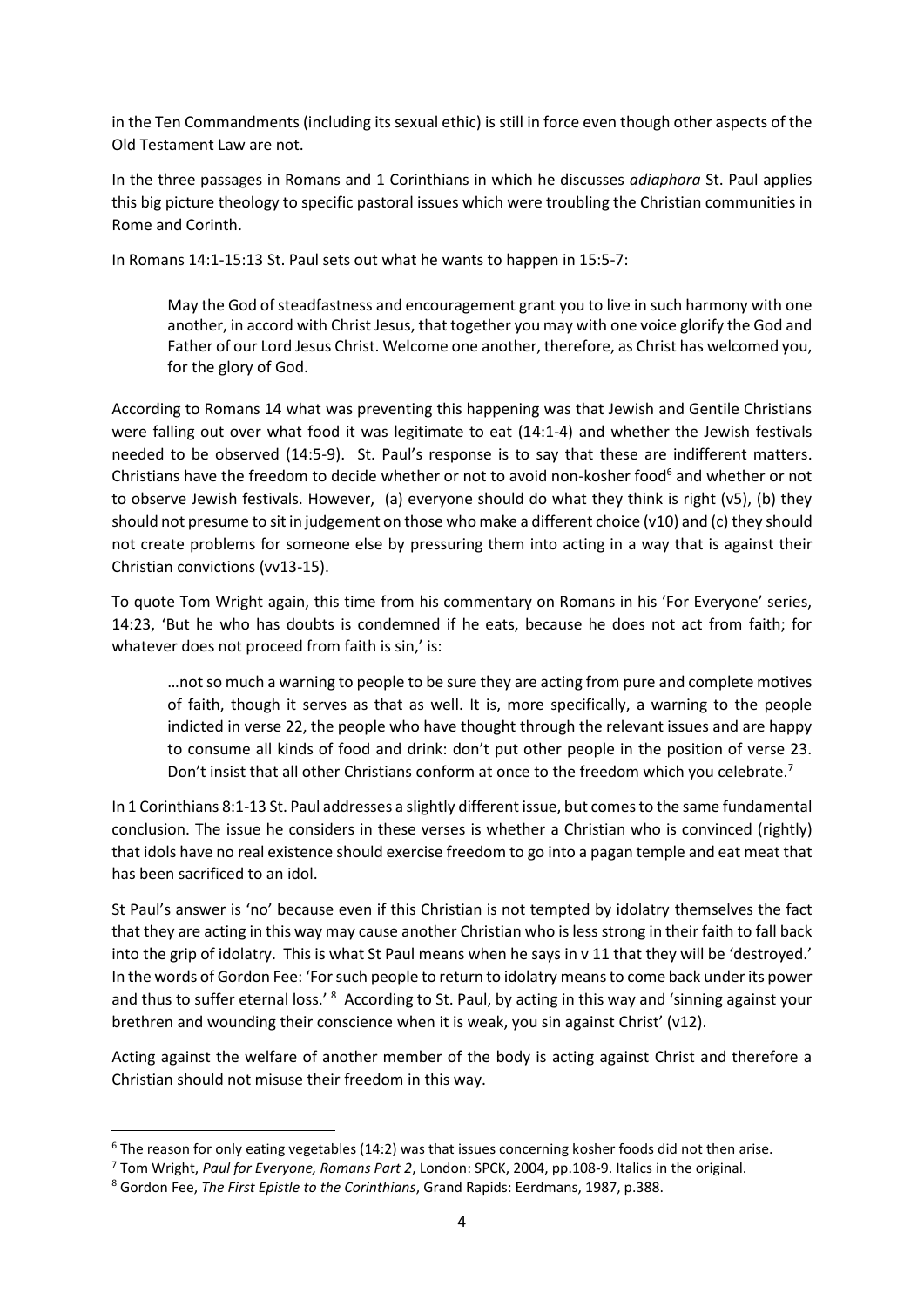in the Ten Commandments (including its sexual ethic) is still in force even though other aspects of the Old Testament Law are not.

In the three passages in Romans and 1 Corinthians in which he discusses *adiaphora* St. Paul applies this big picture theology to specific pastoral issues which were troubling the Christian communities in Rome and Corinth.

In Romans 14:1-15:13 St. Paul sets out what he wants to happen in 15:5-7:

> May the God of steadfastness and encouragement grant you to live in such harmony with one another, in accord with Christ Jesus, that together you may with one voice glorify the God and Father of our Lord Jesus Christ. Welcome one another, therefore, as Christ has welcomed you, for the glory of God.

According to Romans 14 what was preventing this happening was that Jewish and Gentile Christians were falling out over what food it was legitimate to eat (14:1-4) and whether the Jewish festivals needed to be observed (14:5-9). St. Paul's response is to say that these are indifferent matters. Christians have the freedom to decide whether or not to avoid non-kosher food[6] and whether or not to observe Jewish festivals. However, (a) everyone should do what they think is right (v5), (b) they should not presume to sit in judgement on those who make a different choice (v10) and (c) they should not create problems for someone else by pressuring them into acting in a way that is against their Christian convictions (vv13-15).

To quote Tom Wright again, this time from his commentary on Romans in his 'For Everyone' series, 14:23, 'But he who has doubts is condemned if he eats, because he does not act from faith; for whatever does not proceed from faith is sin,' is:

> …not so much a warning to people to be sure they are acting from pure and complete motives of faith, though it serves as that as well. It is, more specifically, a warning to the people indicted in verse 22, the people who have thought through the relevant issues and are happy to consume all kinds of food and drink: don't put other people in the position of verse 23. Don't insist that all other Christians conform at once to the freedom which you celebrate.[7]

In 1 Corinthians 8:1-13 St. Paul addresses a slightly different issue, but comes to the same fundamental conclusion. The issue he considers in these verses is whether a Christian who is convinced (rightly) that idols have no real existence should exercise freedom to go into a pagan temple and eat meat that has been sacrificed to an idol.

St Paul's answer is 'no' because even if this Christian is not tempted by idolatry themselves the fact that they are acting in this way may cause another Christian who is less strong in their faith to fall back into the grip of idolatry. This is what St Paul means when he says in v 11 that they will be 'destroyed.' In the words of Gordon Fee: 'For such people to return to idolatry means to come back under its power and thus to suffer eternal loss.' [8] According to St. Paul, by acting in this way and 'sinning against your brethren and wounding their conscience when it is weak, you sin against Christ' (v12).

Acting against the welfare of another member of the body is acting against Christ and therefore a Christian should not misuse their freedom in this way.

---

[6] The reason for only eating vegetables (14:2) was that issues concerning kosher foods did not then arise.

[7] Tom Wright, *Paul for Everyone, Romans Part 2*, London: SPCK, 2004, pp.108-9. Italics in the original.

[8] Gordon Fee, *The First Epistle to the Corinthians*, Grand Rapids: Eerdmans, 1987, p.388.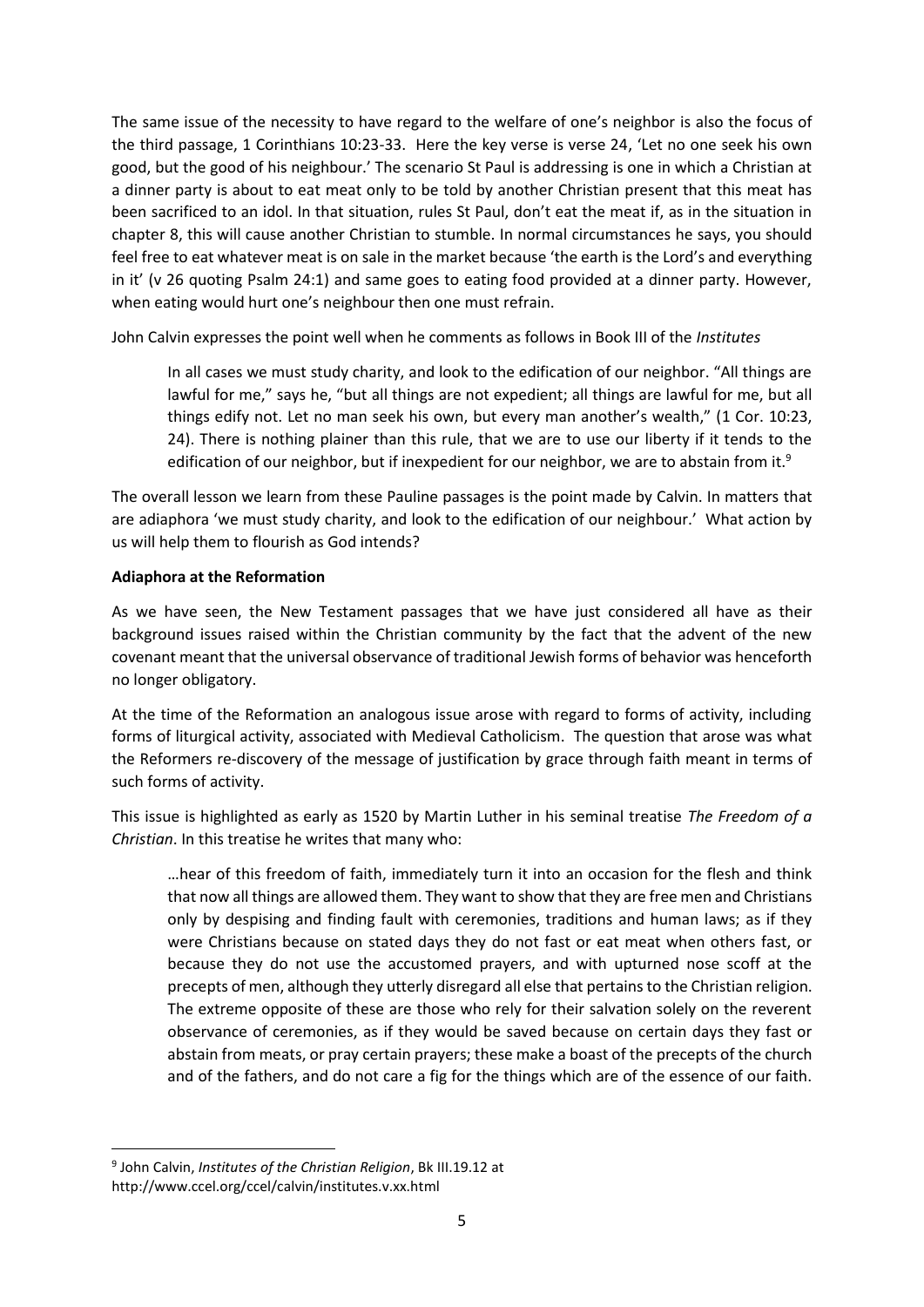The same issue of the necessity to have regard to the welfare of one's neighbor is also the focus of the third passage, 1 Corinthians 10:23-33. Here the key verse is verse 24, 'Let no one seek his own good, but the good of his neighbour.' The scenario St Paul is addressing is one in which a Christian at a dinner party is about to eat meat only to be told by another Christian present that this meat has been sacrificed to an idol. In that situation, rules St Paul, don't eat the meat if, as in the situation in chapter 8, this will cause another Christian to stumble. In normal circumstances he says, you should feel free to eat whatever meat is on sale in the market because 'the earth is the Lord's and everything in it' (v 26 quoting Psalm 24:1) and same goes to eating food provided at a dinner party. However, when eating would hurt one's neighbour then one must refrain.

John Calvin expresses the point well when he comments as follows in Book III of the *Institutes*

> In all cases we must study charity, and look to the edification of our neighbor. "All things are lawful for me," says he, "but all things are not expedient; all things are lawful for me, but all things edify not. Let no man seek his own, but every man another's wealth," (1 Cor. 10:23, 24). There is nothing plainer than this rule, that we are to use our liberty if it tends to the edification of our neighbor, but if inexpedient for our neighbor, we are to abstain from it.[9]

The overall lesson we learn from these Pauline passages is the point made by Calvin. In matters that are adiaphora 'we must study charity, and look to the edification of our neighbour.' What action by us will help them to flourish as God intends?

**Adiaphora at the Reformation**

As we have seen, the New Testament passages that we have just considered all have as their background issues raised within the Christian community by the fact that the advent of the new covenant meant that the universal observance of traditional Jewish forms of behavior was henceforth no longer obligatory.

At the time of the Reformation an analogous issue arose with regard to forms of activity, including forms of liturgical activity, associated with Medieval Catholicism. The question that arose was what the Reformers re-discovery of the message of justification by grace through faith meant in terms of such forms of activity.

This issue is highlighted as early as 1520 by Martin Luther in his seminal treatise *The Freedom of a Christian*. In this treatise he writes that many who:

> …hear of this freedom of faith, immediately turn it into an occasion for the flesh and think that now all things are allowed them. They want to show that they are free men and Christians only by despising and finding fault with ceremonies, traditions and human laws; as if they were Christians because on stated days they do not fast or eat meat when others fast, or because they do not use the accustomed prayers, and with upturned nose scoff at the precepts of men, although they utterly disregard all else that pertains to the Christian religion. The extreme opposite of these are those who rely for their salvation solely on the reverent observance of ceremonies, as if they would be saved because on certain days they fast or abstain from meats, or pray certain prayers; these make a boast of the precepts of the church and of the fathers, and do not care a fig for the things which are of the essence of our faith.

[9] John Calvin, *Institutes of the Christian Religion*, Bk III.19.12 at http://www.ccel.org/ccel/calvin/institutes.v.xx.html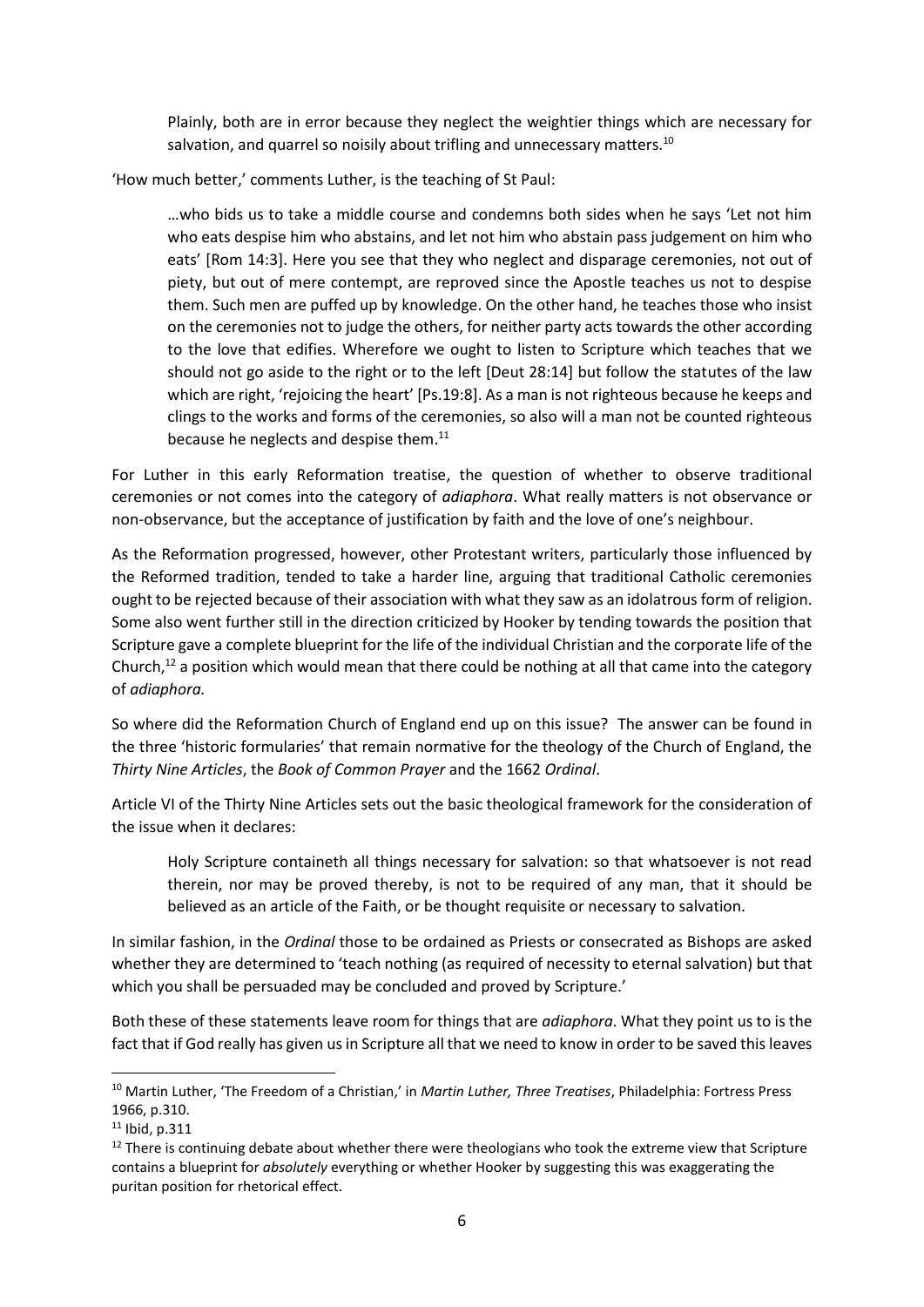> Plainly, both are in error because they neglect the weightier things which are necessary for salvation, and quarrel so noisily about trifling and unnecessary matters.[10]

'How much better,' comments Luther, is the teaching of St Paul:

> …who bids us to take a middle course and condemns both sides when he says 'Let not him who eats despise him who abstains, and let not him who abstain pass judgement on him who eats' [Rom 14:3]. Here you see that they who neglect and disparage ceremonies, not out of piety, but out of mere contempt, are reproved since the Apostle teaches us not to despise them. Such men are puffed up by knowledge. On the other hand, he teaches those who insist on the ceremonies not to judge the others, for neither party acts towards the other according to the love that edifies. Wherefore we ought to listen to Scripture which teaches that we should not go aside to the right or to the left [Deut 28:14] but follow the statutes of the law which are right, 'rejoicing the heart' [Ps.19:8]. As a man is not righteous because he keeps and clings to the works and forms of the ceremonies, so also will a man not be counted righteous because he neglects and despise them.[11]

For Luther in this early Reformation treatise, the question of whether to observe traditional ceremonies or not comes into the category of *adiaphora*. What really matters is not observance or non-observance, but the acceptance of justification by faith and the love of one's neighbour.

As the Reformation progressed, however, other Protestant writers, particularly those influenced by the Reformed tradition, tended to take a harder line, arguing that traditional Catholic ceremonies ought to be rejected because of their association with what they saw as an idolatrous form of religion. Some also went further still in the direction criticized by Hooker by tending towards the position that Scripture gave a complete blueprint for the life of the individual Christian and the corporate life of the Church,[12] a position which would mean that there could be nothing at all that came into the category of *adiaphora.*

So where did the Reformation Church of England end up on this issue? The answer can be found in the three 'historic formularies' that remain normative for the theology of the Church of England, the *Thirty Nine Articles*, the *Book of Common Prayer* and the 1662 *Ordinal*.

Article VI of the Thirty Nine Articles sets out the basic theological framework for the consideration of the issue when it declares:

> Holy Scripture containeth all things necessary for salvation: so that whatsoever is not read therein, nor may be proved thereby, is not to be required of any man, that it should be believed as an article of the Faith, or be thought requisite or necessary to salvation.

In similar fashion, in the *Ordinal* those to be ordained as Priests or consecrated as Bishops are asked whether they are determined to 'teach nothing (as required of necessity to eternal salvation) but that which you shall be persuaded may be concluded and proved by Scripture.'

Both these of these statements leave room for things that are *adiaphora*. What they point us to is the fact that if God really has given us in Scripture all that we need to know in order to be saved this leaves

---

[10] Martin Luther, 'The Freedom of a Christian,' in *Martin Luther, Three Treatises*, Philadelphia: Fortress Press 1966, p.310.

[11] Ibid, p.311

[12] There is continuing debate about whether there were theologians who took the extreme view that Scripture contains a blueprint for *absolutely* everything or whether Hooker by suggesting this was exaggerating the puritan position for rhetorical effect.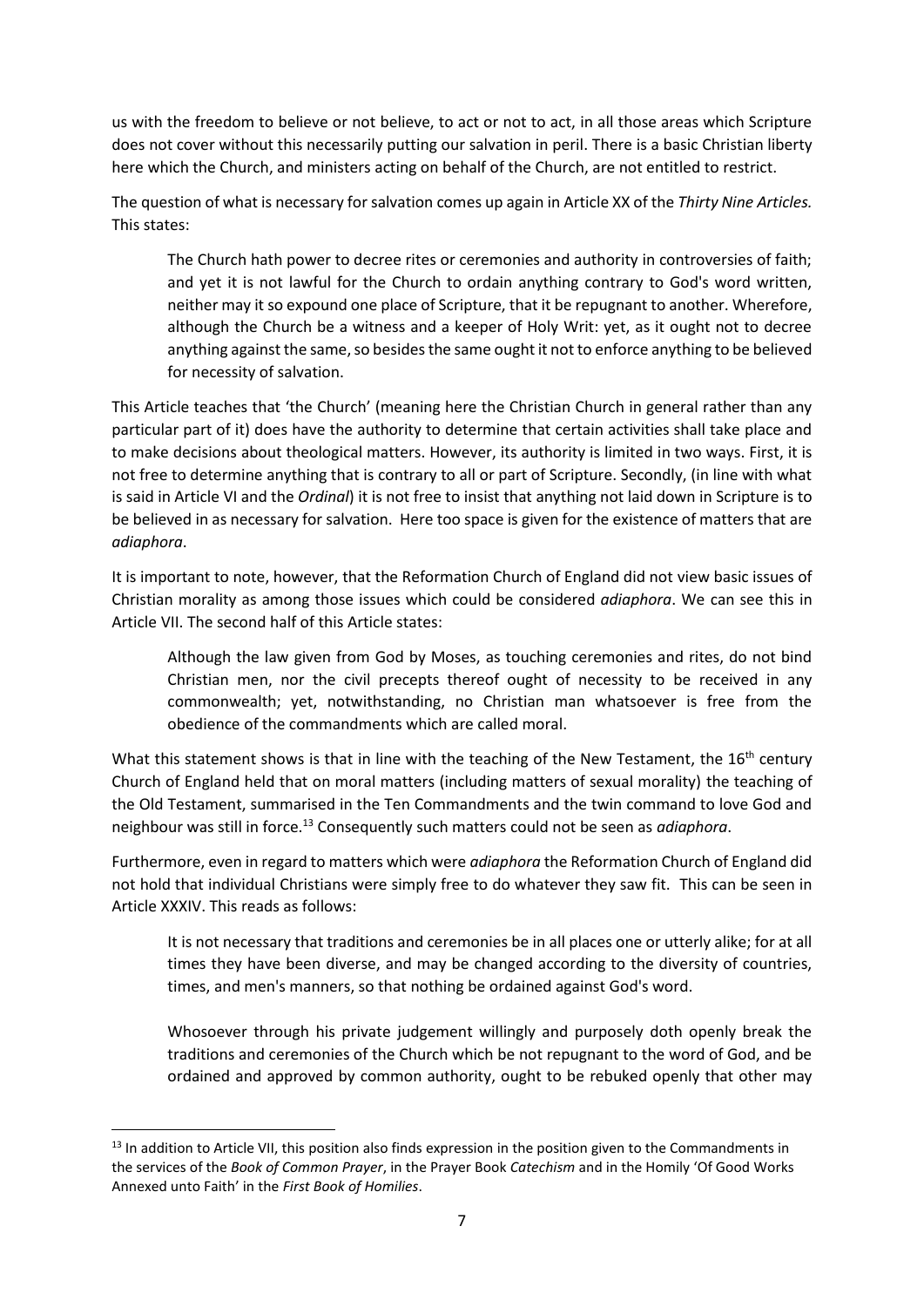us with the freedom to believe or not believe, to act or not to act, in all those areas which Scripture does not cover without this necessarily putting our salvation in peril. There is a basic Christian liberty here which the Church, and ministers acting on behalf of the Church, are not entitled to restrict.

The question of what is necessary for salvation comes up again in Article XX of the *Thirty Nine Articles.* This states:

> The Church hath power to decree rites or ceremonies and authority in controversies of faith; and yet it is not lawful for the Church to ordain anything contrary to God's word written, neither may it so expound one place of Scripture, that it be repugnant to another. Wherefore, although the Church be a witness and a keeper of Holy Writ: yet, as it ought not to decree anything against the same, so besides the same ought it not to enforce anything to be believed for necessity of salvation.

This Article teaches that 'the Church' (meaning here the Christian Church in general rather than any particular part of it) does have the authority to determine that certain activities shall take place and to make decisions about theological matters. However, its authority is limited in two ways. First, it is not free to determine anything that is contrary to all or part of Scripture. Secondly, (in line with what is said in Article VI and the *Ordinal*) it is not free to insist that anything not laid down in Scripture is to be believed in as necessary for salvation. Here too space is given for the existence of matters that are *adiaphora*.

It is important to note, however, that the Reformation Church of England did not view basic issues of Christian morality as among those issues which could be considered *adiaphora*. We can see this in Article VII. The second half of this Article states:

> Although the law given from God by Moses, as touching ceremonies and rites, do not bind Christian men, nor the civil precepts thereof ought of necessity to be received in any commonwealth; yet, notwithstanding, no Christian man whatsoever is free from the obedience of the commandments which are called moral.

What this statement shows is that in line with the teaching of the New Testament, the 16th century Church of England held that on moral matters (including matters of sexual morality) the teaching of the Old Testament, summarised in the Ten Commandments and the twin command to love God and neighbour was still in force.[13] Consequently such matters could not be seen as *adiaphora*.

Furthermore, even in regard to matters which were *adiaphora* the Reformation Church of England did not hold that individual Christians were simply free to do whatever they saw fit. This can be seen in Article XXXIV. This reads as follows:

> It is not necessary that traditions and ceremonies be in all places one or utterly alike; for at all times they have been diverse, and may be changed according to the diversity of countries, times, and men's manners, so that nothing be ordained against God's word.
>
> Whosoever through his private judgement willingly and purposely doth openly break the traditions and ceremonies of the Church which be not repugnant to the word of God, and be ordained and approved by common authority, ought to be rebuked openly that other may

[13] In addition to Article VII, this position also finds expression in the position given to the Commandments in the services of the *Book of Common Prayer*, in the Prayer Book *Catechism* and in the Homily 'Of Good Works Annexed unto Faith' in the *First Book of Homilies*.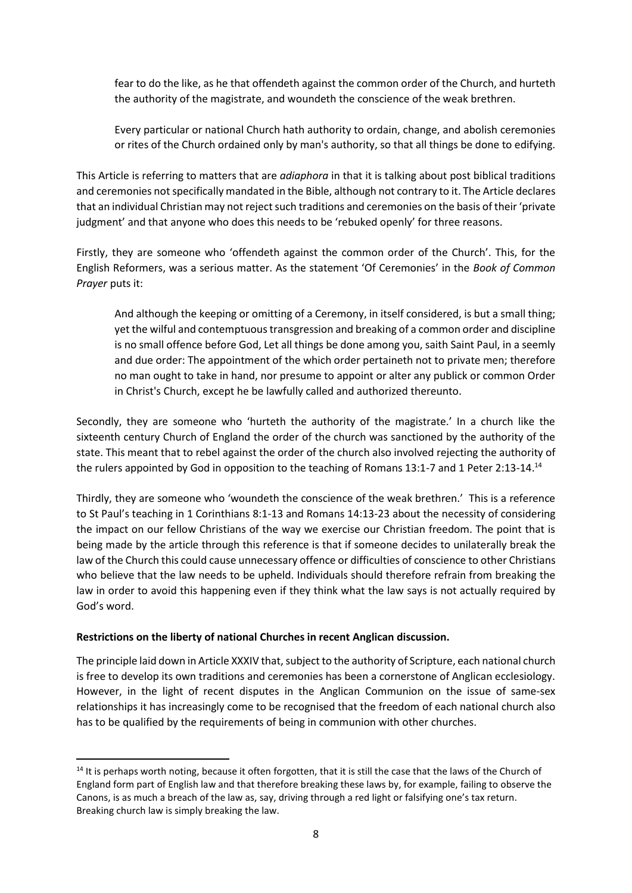> fear to do the like, as he that offendeth against the common order of the Church, and hurteth the authority of the magistrate, and woundeth the conscience of the weak brethren.
>
> Every particular or national Church hath authority to ordain, change, and abolish ceremonies or rites of the Church ordained only by man's authority, so that all things be done to edifying.

This Article is referring to matters that are *adiaphora* in that it is talking about post biblical traditions and ceremonies not specifically mandated in the Bible, although not contrary to it. The Article declares that an individual Christian may not reject such traditions and ceremonies on the basis of their 'private judgment' and that anyone who does this needs to be 'rebuked openly' for three reasons.

Firstly, they are someone who 'offendeth against the common order of the Church'. This, for the English Reformers, was a serious matter. As the statement 'Of Ceremonies' in the *Book of Common Prayer* puts it:

> And although the keeping or omitting of a Ceremony, in itself considered, is but a small thing; yet the wilful and contemptuous transgression and breaking of a common order and discipline is no small offence before God, Let all things be done among you, saith Saint Paul, in a seemly and due order: The appointment of the which order pertaineth not to private men; therefore no man ought to take in hand, nor presume to appoint or alter any publick or common Order in Christ's Church, except he be lawfully called and authorized thereunto.

Secondly, they are someone who 'hurteth the authority of the magistrate.' In a church like the sixteenth century Church of England the order of the church was sanctioned by the authority of the state. This meant that to rebel against the order of the church also involved rejecting the authority of the rulers appointed by God in opposition to the teaching of Romans 13:1-7 and 1 Peter 2:13-14.[14]

Thirdly, they are someone who 'woundeth the conscience of the weak brethren.' This is a reference to St Paul's teaching in 1 Corinthians 8:1-13 and Romans 14:13-23 about the necessity of considering the impact on our fellow Christians of the way we exercise our Christian freedom. The point that is being made by the article through this reference is that if someone decides to unilaterally break the law of the Church this could cause unnecessary offence or difficulties of conscience to other Christians who believe that the law needs to be upheld. Individuals should therefore refrain from breaking the law in order to avoid this happening even if they think what the law says is not actually required by God's word.

**Restrictions on the liberty of national Churches in recent Anglican discussion.**

The principle laid down in Article XXXIV that, subject to the authority of Scripture, each national church is free to develop its own traditions and ceremonies has been a cornerstone of Anglican ecclesiology. However, in the light of recent disputes in the Anglican Communion on the issue of same-sex relationships it has increasingly come to be recognised that the freedom of each national church also has to be qualified by the requirements of being in communion with other churches.

---

[14] It is perhaps worth noting, because it often forgotten, that it is still the case that the laws of the Church of England form part of English law and that therefore breaking these laws by, for example, failing to observe the Canons, is as much a breach of the law as, say, driving through a red light or falsifying one's tax return. Breaking church law is simply breaking the law.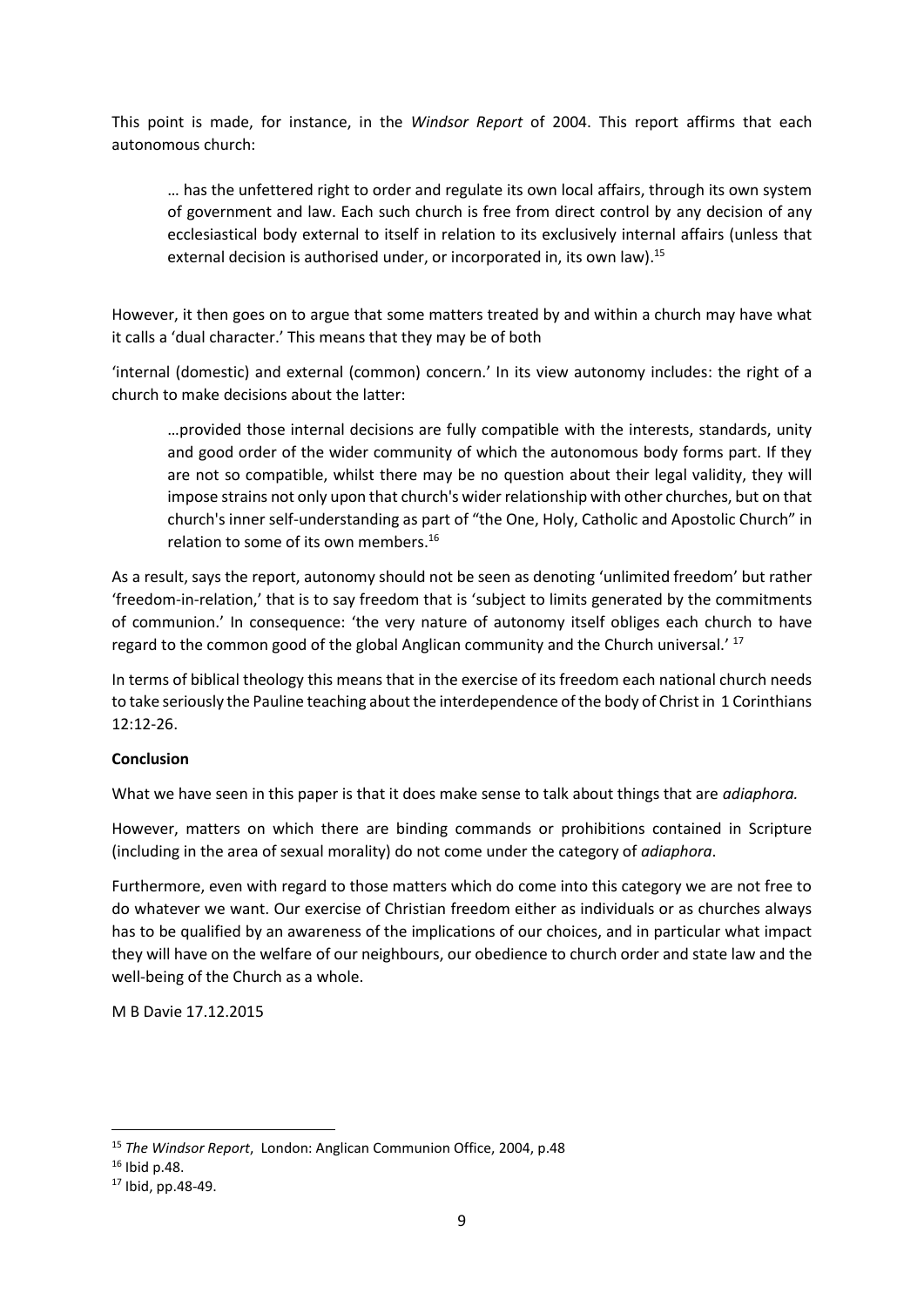This point is made, for instance, in the *Windsor Report* of 2004. This report affirms that each autonomous church:

> … has the unfettered right to order and regulate its own local affairs, through its own system of government and law. Each such church is free from direct control by any decision of any ecclesiastical body external to itself in relation to its exclusively internal affairs (unless that external decision is authorised under, or incorporated in, its own law).[15]

However, it then goes on to argue that some matters treated by and within a church may have what it calls a 'dual character.' This means that they may be of both

'internal (domestic) and external (common) concern.' In its view autonomy includes: the right of a church to make decisions about the latter:

> …provided those internal decisions are fully compatible with the interests, standards, unity and good order of the wider community of which the autonomous body forms part. If they are not so compatible, whilst there may be no question about their legal validity, they will impose strains not only upon that church's wider relationship with other churches, but on that church's inner self-understanding as part of "the One, Holy, Catholic and Apostolic Church" in relation to some of its own members.[16]

As a result, says the report, autonomy should not be seen as denoting 'unlimited freedom' but rather 'freedom-in-relation,' that is to say freedom that is 'subject to limits generated by the commitments of communion.' In consequence: 'the very nature of autonomy itself obliges each church to have regard to the common good of the global Anglican community and the Church universal.' [17]

In terms of biblical theology this means that in the exercise of its freedom each national church needs to take seriously the Pauline teaching about the interdependence of the body of Christ in 1 Corinthians 12:12-26.

**Conclusion**

What we have seen in this paper is that it does make sense to talk about things that are *adiaphora.*

However, matters on which there are binding commands or prohibitions contained in Scripture (including in the area of sexual morality) do not come under the category of *adiaphora*.

Furthermore, even with regard to those matters which do come into this category we are not free to do whatever we want. Our exercise of Christian freedom either as individuals or as churches always has to be qualified by an awareness of the implications of our choices, and in particular what impact they will have on the welfare of our neighbours, our obedience to church order and state law and the well-being of the Church as a whole.

M B Davie 17.12.2015

---

[15] *The Windsor Report*, London: Anglican Communion Office, 2004, p.48

[16] Ibid p.48.

[17] Ibid, pp.48-49.